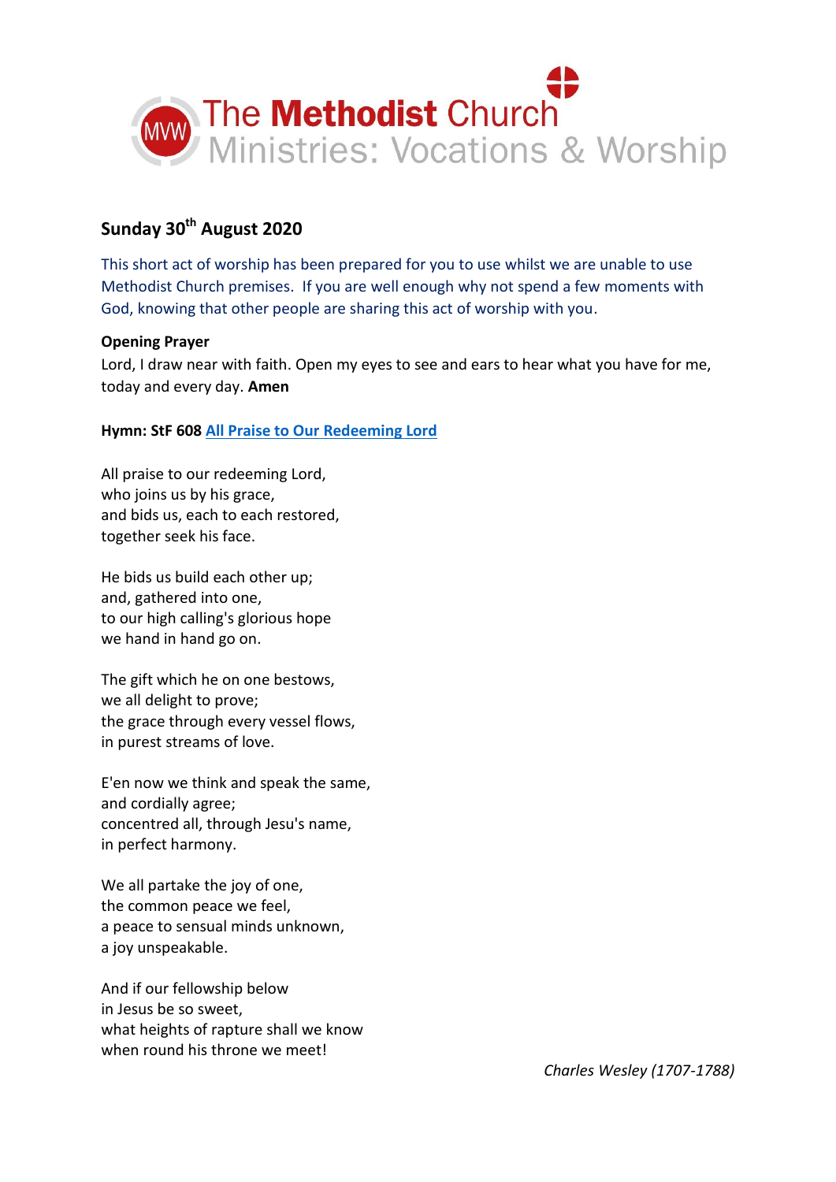The Methodist Church
Ministries: Vocations & Worship

## Sunday 30th August 2020

This short act of worship has been prepared for you to use whilst we are unable to use Methodist Church premises. If you are well enough why not spend a few moments with God, knowing that other people are sharing this act of worship with you.

**Opening Prayer**

Lord, I draw near with faith. Open my eyes to see and ears to hear what you have for me, today and every day. **Amen**

**Hymn: StF 608 All Praise to Our Redeeming Lord**

All praise to our redeeming Lord,
who joins us by his grace,
and bids us, each to each restored,
together seek his face.

He bids us build each other up;
and, gathered into one,
to our high calling's glorious hope
we hand in hand go on.

The gift which he on one bestows,
we all delight to prove;
the grace through every vessel flows,
in purest streams of love.

E'en now we think and speak the same,
and cordially agree;
concentred all, through Jesu's name,
in perfect harmony.

We all partake the joy of one,
the common peace we feel,
a peace to sensual minds unknown,
a joy unspeakable.

And if our fellowship below
in Jesus be so sweet,
what heights of rapture shall we know
when round his throne we meet!

*Charles Wesley (1707-1788)*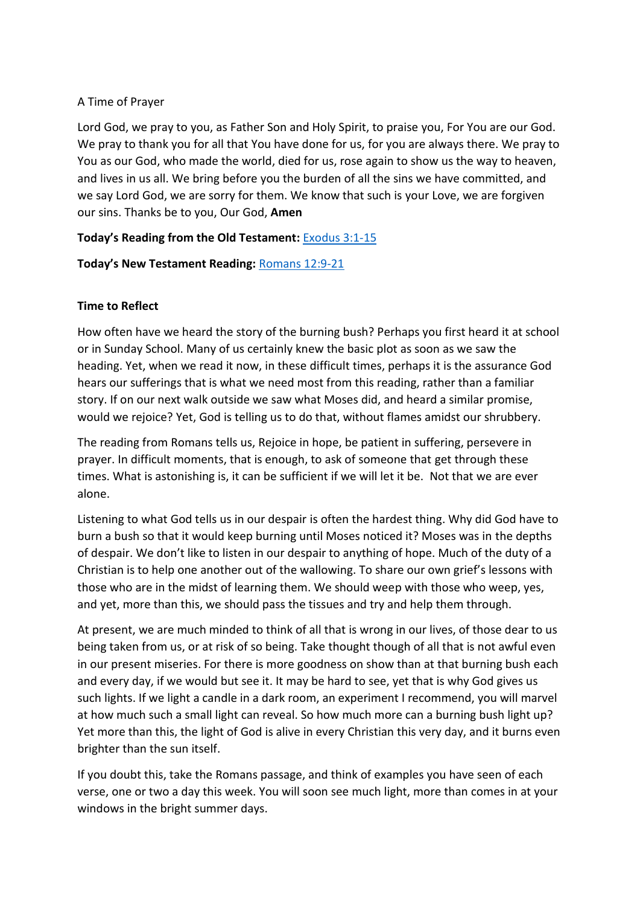A Time of Prayer

Lord God, we pray to you, as Father Son and Holy Spirit, to praise you, For You are our God. We pray to thank you for all that You have done for us, for you are always there. We pray to You as our God, who made the world, died for us, rose again to show us the way to heaven, and lives in us all. We bring before you the burden of all the sins we have committed, and we say Lord God, we are sorry for them. We know that such is your Love, we are forgiven our sins. Thanks be to you, Our God, **Amen**

**Today's Reading from the Old Testament:** Exodus 3:1-15

**Today's New Testament Reading:** Romans 12:9-21

**Time to Reflect**

How often have we heard the story of the burning bush? Perhaps you first heard it at school or in Sunday School. Many of us certainly knew the basic plot as soon as we saw the heading. Yet, when we read it now, in these difficult times, perhaps it is the assurance God hears our sufferings that is what we need most from this reading, rather than a familiar story. If on our next walk outside we saw what Moses did, and heard a similar promise, would we rejoice? Yet, God is telling us to do that, without flames amidst our shrubbery.

The reading from Romans tells us, Rejoice in hope, be patient in suffering, persevere in prayer. In difficult moments, that is enough, to ask of someone that get through these times. What is astonishing is, it can be sufficient if we will let it be.  Not that we are ever alone.

Listening to what God tells us in our despair is often the hardest thing. Why did God have to burn a bush so that it would keep burning until Moses noticed it? Moses was in the depths of despair. We don't like to listen in our despair to anything of hope. Much of the duty of a Christian is to help one another out of the wallowing. To share our own grief's lessons with those who are in the midst of learning them. We should weep with those who weep, yes, and yet, more than this, we should pass the tissues and try and help them through.

At present, we are much minded to think of all that is wrong in our lives, of those dear to us being taken from us, or at risk of so being. Take thought though of all that is not awful even in our present miseries. For there is more goodness on show than at that burning bush each and every day, if we would but see it. It may be hard to see, yet that is why God gives us such lights. If we light a candle in a dark room, an experiment I recommend, you will marvel at how much such a small light can reveal. So how much more can a burning bush light up? Yet more than this, the light of God is alive in every Christian this very day, and it burns even brighter than the sun itself.

If you doubt this, take the Romans passage, and think of examples you have seen of each verse, one or two a day this week. You will soon see much light, more than comes in at your windows in the bright summer days.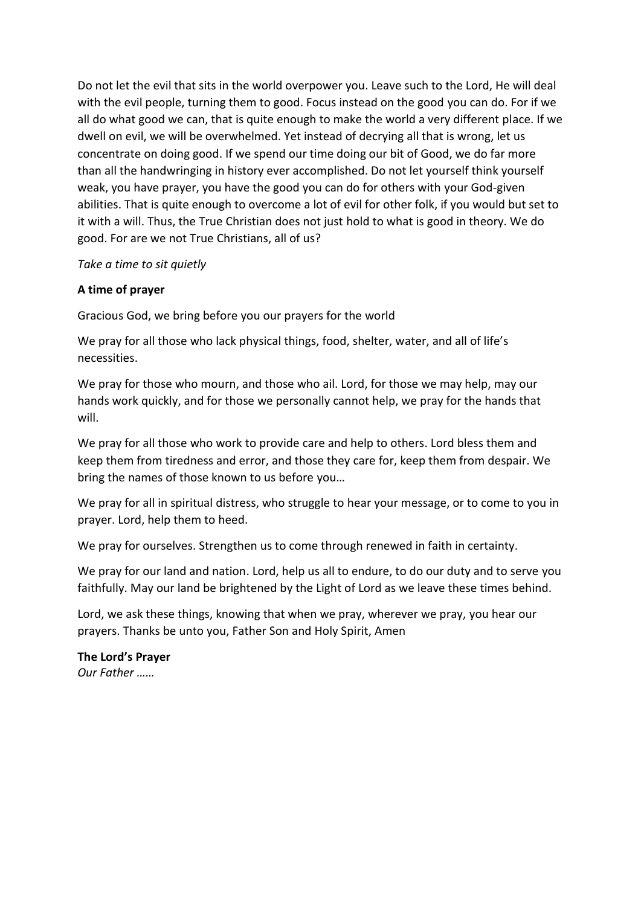Do not let the evil that sits in the world overpower you. Leave such to the Lord, He will deal with the evil people, turning them to good. Focus instead on the good you can do. For if we all do what good we can, that is quite enough to make the world a very different place. If we dwell on evil, we will be overwhelmed. Yet instead of decrying all that is wrong, let us concentrate on doing good. If we spend our time doing our bit of Good, we do far more than all the handwringing in history ever accomplished. Do not let yourself think yourself weak, you have prayer, you have the good you can do for others with your God-given abilities. That is quite enough to overcome a lot of evil for other folk, if you would but set to it with a will. Thus, the True Christian does not just hold to what is good in theory. We do good. For are we not True Christians, all of us?

*Take a time to sit quietly*

**A time of prayer**

Gracious God, we bring before you our prayers for the world

We pray for all those who lack physical things, food, shelter, water, and all of life's necessities.

We pray for those who mourn, and those who ail. Lord, for those we may help, may our hands work quickly, and for those we personally cannot help, we pray for the hands that will.

We pray for all those who work to provide care and help to others. Lord bless them and keep them from tiredness and error, and those they care for, keep them from despair. We bring the names of those known to us before you…

We pray for all in spiritual distress, who struggle to hear your message, or to come to you in prayer. Lord, help them to heed.

We pray for ourselves. Strengthen us to come through renewed in faith in certainty.

We pray for our land and nation. Lord, help us all to endure, to do our duty and to serve you faithfully. May our land be brightened by the Light of Lord as we leave these times behind.

Lord, we ask these things, knowing that when we pray, wherever we pray, you hear our prayers. Thanks be unto you, Father Son and Holy Spirit, Amen

**The Lord's Prayer**
*Our Father ……*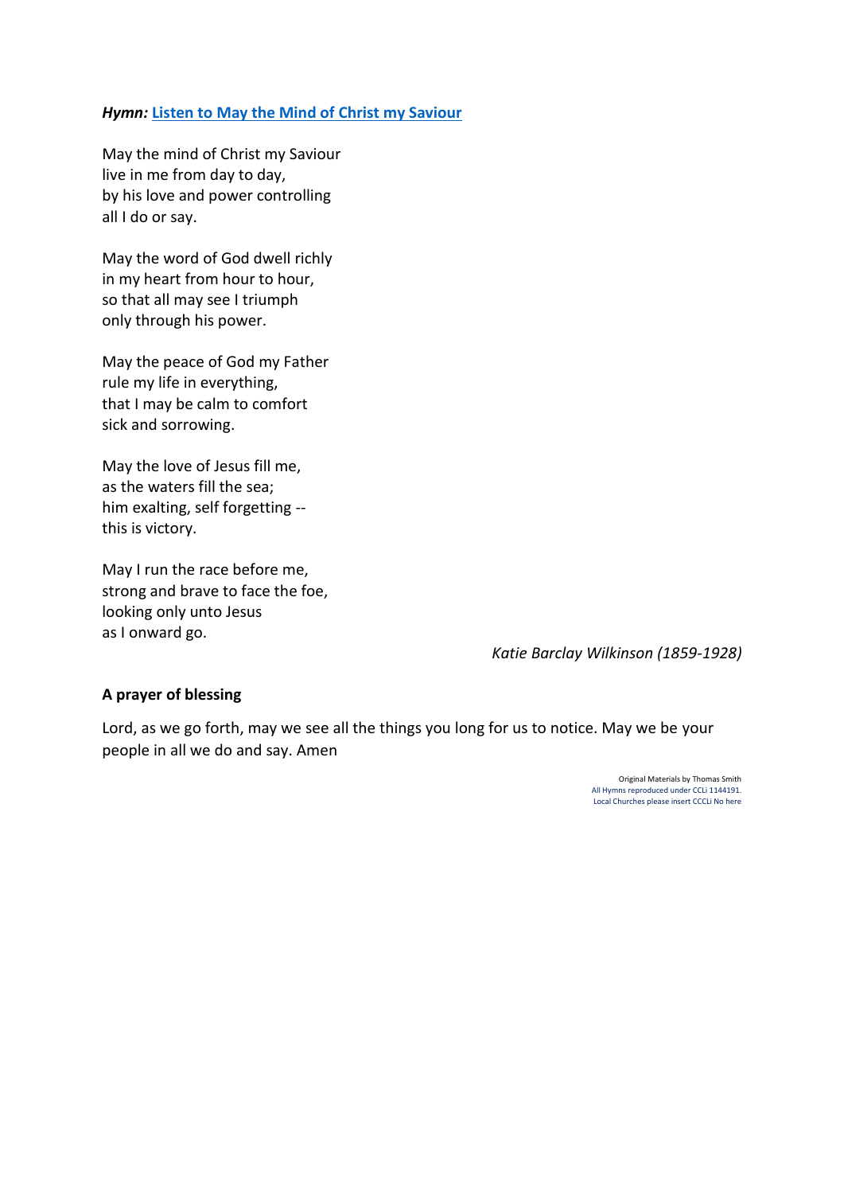***Hymn:* Listen to May the Mind of Christ my Saviour**

May the mind of Christ my Saviour
live in me from day to day,
by his love and power controlling
all I do or say.

May the word of God dwell richly
in my heart from hour to hour,
so that all may see I triumph
only through his power.

May the peace of God my Father
rule my life in everything,
that I may be calm to comfort
sick and sorrowing.

May the love of Jesus fill me,
as the waters fill the sea;
him exalting, self forgetting --
this is victory.

May I run the race before me,
strong and brave to face the foe,
looking only unto Jesus
as I onward go.

*Katie Barclay Wilkinson (1859-1928)*

**A prayer of blessing**

Lord, as we go forth, may we see all the things you long for us to notice. May we be your people in all we do and say. Amen

Original Materials by Thomas Smith
All Hymns reproduced under CCLi 1144191.
Local Churches please insert CCCLi No here